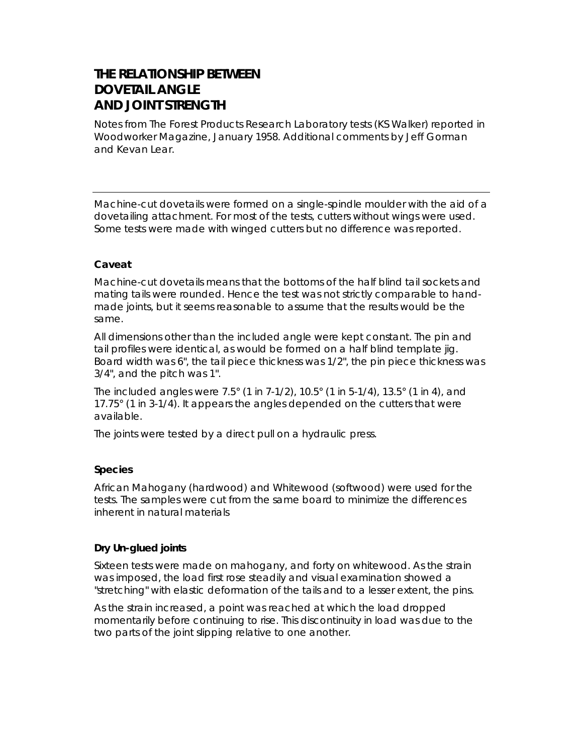# THE RELATIONSHIP BETWEEN DOVETAIL ANGLE AND JOINT STRENGTH

Notes from The Forest Products Research Laboratory tests (KS Walker) reported in Woodworker Magazine, January 1958. Additional comments by Jeff Gorman and Kevan Lear.

---

Machine-cut dovetails were formed on a single-spindle moulder with the aid of a dovetailing attachment. For most of the tests, cutters without wings were used. Some tests were made with winged cutters but no difference was reported.

### Caveat

Machine-cut dovetails means that the bottoms of the half blind tail sockets and mating tails were rounded. Hence the test was not strictly comparable to hand-made joints, but it seems reasonable to assume that the results would be the same.

All dimensions other than the included angle were kept constant. The pin and tail profiles were identical, as would be formed on a half blind template jig. Board width was 6", the tail piece thickness was 1/2", the pin piece thickness was 3/4", and the pitch was 1".

The included angles were 7.5° (1 in 7-1/2), 10.5° (1 in 5-1/4), 13.5° (1 in 4), and 17.75° (1 in 3-1/4). It appears the angles depended on the cutters that were available.

The joints were tested by a direct pull on a hydraulic press.

### Species

African Mahogany (hardwood) and Whitewood (softwood) were used for the tests. The samples were cut from the same board to minimize the differences inherent in natural materials

### Dry Un-glued joints

Sixteen tests were made on mahogany, and forty on whitewood. As the strain was imposed, the load first rose steadily and visual examination showed a "stretching" with elastic deformation of the tails and to a lesser extent, the pins.

As the strain increased, a point was reached at which the load dropped momentarily before continuing to rise. This discontinuity in load was due to the two parts of the joint slipping relative to one another.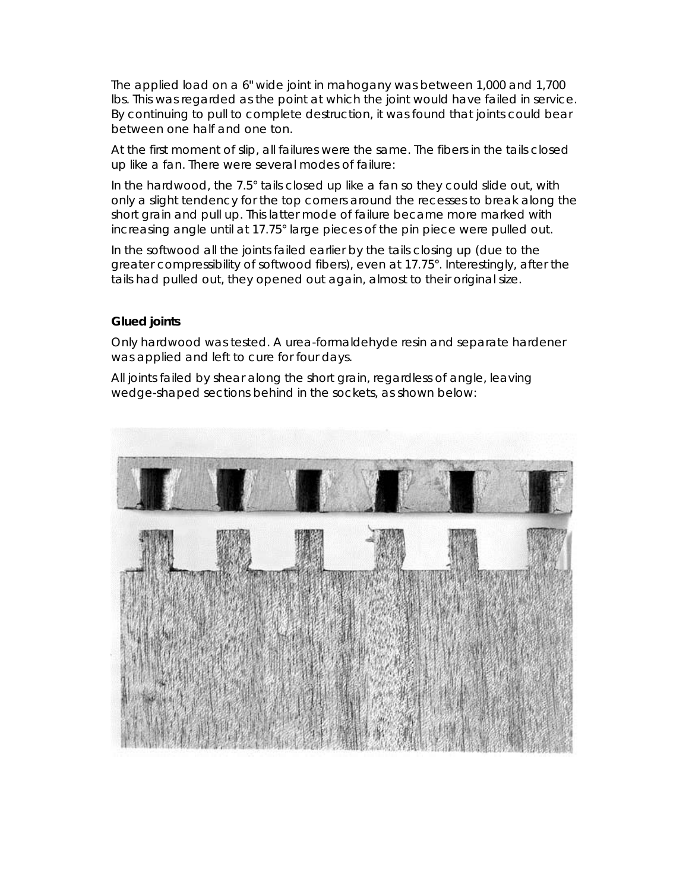The applied load on a 6" wide joint in mahogany was between 1,000 and 1,700 lbs. This was regarded as the point at which the joint would have failed in service. By continuing to pull to complete destruction, it was found that joints could bear between one half and one ton.

At the first moment of slip, all failures were the same. The fibers in the tails closed up like a fan. There were several modes of failure:

In the hardwood, the 7.5° tails closed up like a fan so they could slide out, with only a slight tendency for the top corners around the recesses to break along the short grain and pull up. This latter mode of failure became more marked with increasing angle until at 17.75° large pieces of the pin piece were pulled out.

In the softwood all the joints failed earlier by the tails closing up (due to the greater compressibility of softwood fibers), even at 17.75°. Interestingly, after the tails had pulled out, they opened out again, almost to their original size.

**Glued joints**

Only hardwood was tested. A urea-formaldehyde resin and separate hardener was applied and left to cure for four days.

All joints failed by shear along the short grain, regardless of angle, leaving wedge-shaped sections behind in the sockets, as shown below: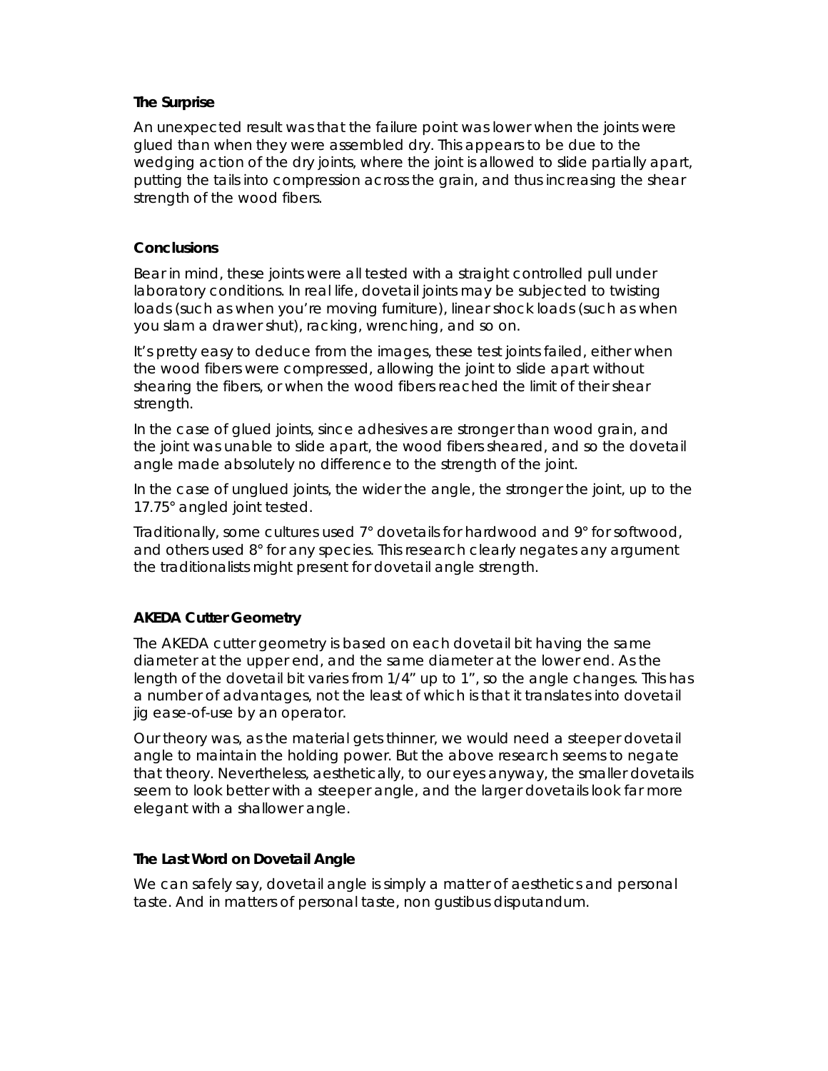### The Surprise

An unexpected result was that the failure point was lower when the joints were glued than when they were assembled dry. This appears to be due to the wedging action of the dry joints, where the joint is allowed to slide partially apart, putting the tails into compression across the grain, and thus increasing the shear strength of the wood fibers.

### Conclusions

Bear in mind, these joints were all tested with a straight controlled pull under laboratory conditions. In real life, dovetail joints may be subjected to twisting loads (such as when you're moving furniture), linear shock loads (such as when you slam a drawer shut), racking, wrenching, and so on.

It's pretty easy to deduce from the images, these test joints failed, either when the wood fibers were compressed, allowing the joint to slide apart without shearing the fibers, or when the wood fibers reached the limit of their shear strength.

In the case of glued joints, since adhesives are stronger than wood grain, and the joint was unable to slide apart, the wood fibers sheared, and so the dovetail angle made absolutely no difference to the strength of the joint.

In the case of unglued joints, the wider the angle, the stronger the joint, up to the 17.75° angled joint tested.

Traditionally, some cultures used 7° dovetails for hardwood and 9° for softwood, and others used 8° for any species. This research clearly negates any argument the traditionalists might present for dovetail angle strength.

### AKEDA Cutter Geometry

The AKEDA cutter geometry is based on each dovetail bit having the same diameter at the upper end, and the same diameter at the lower end. As the length of the dovetail bit varies from 1/4" up to 1", so the angle changes. This has a number of advantages, not the least of which is that it translates into dovetail jig ease-of-use by an operator.

Our theory was, as the material gets thinner, we would need a steeper dovetail angle to maintain the holding power. But the above research seems to negate that theory. Nevertheless, aesthetically, to our eyes anyway, the smaller dovetails seem to look better with a steeper angle, and the larger dovetails look far more elegant with a shallower angle.

### The Last Word on Dovetail Angle

We can safely say, dovetail angle is simply a matter of aesthetics and personal taste. And in matters of personal taste, non gustibus disputandum.